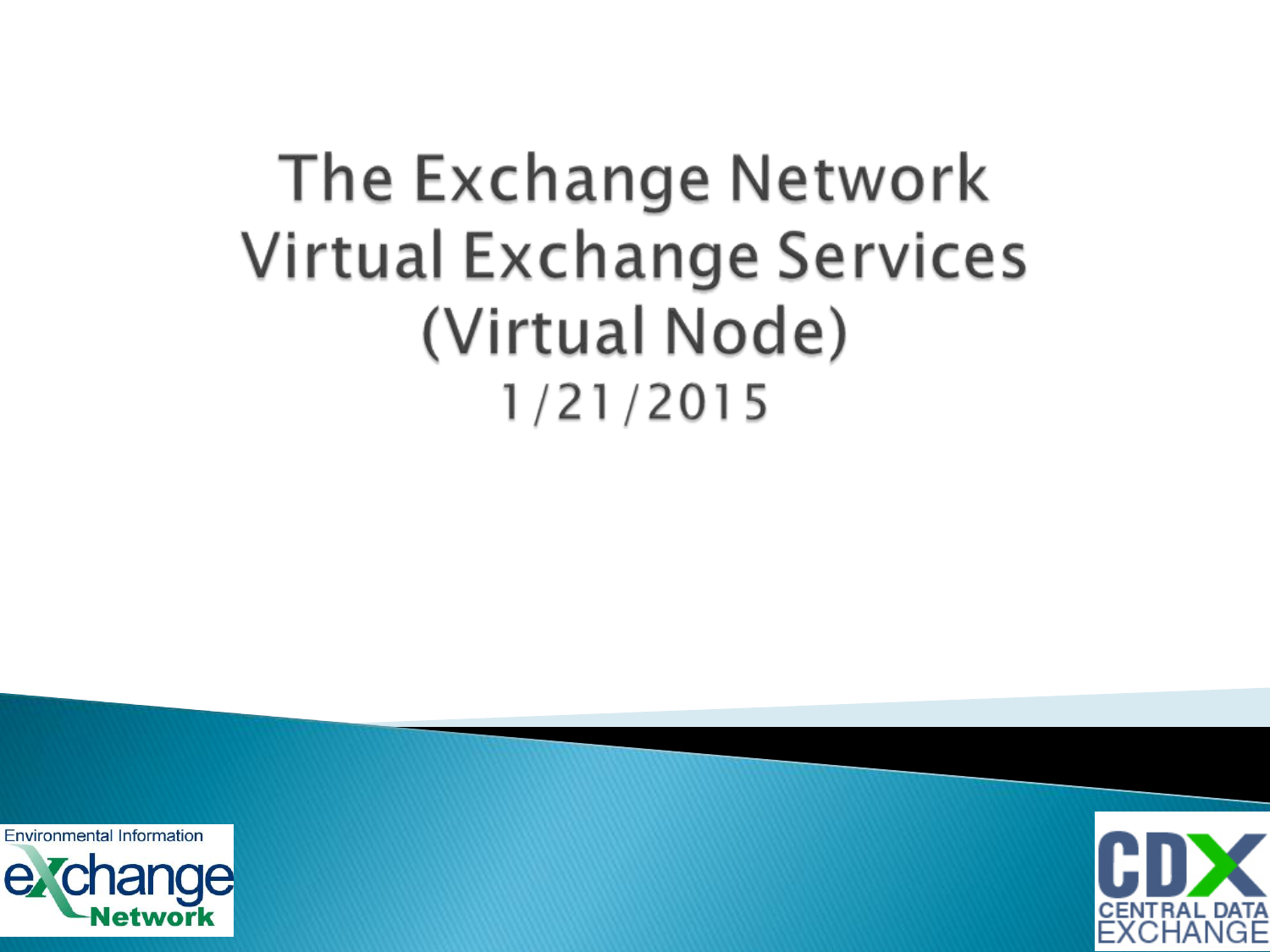# The Exchange Network Virtual Exchange Services (Virtual Node)

1/21/2015

Environmental Information Exchange Network

CDX CENTRAL DATA EXCHANGE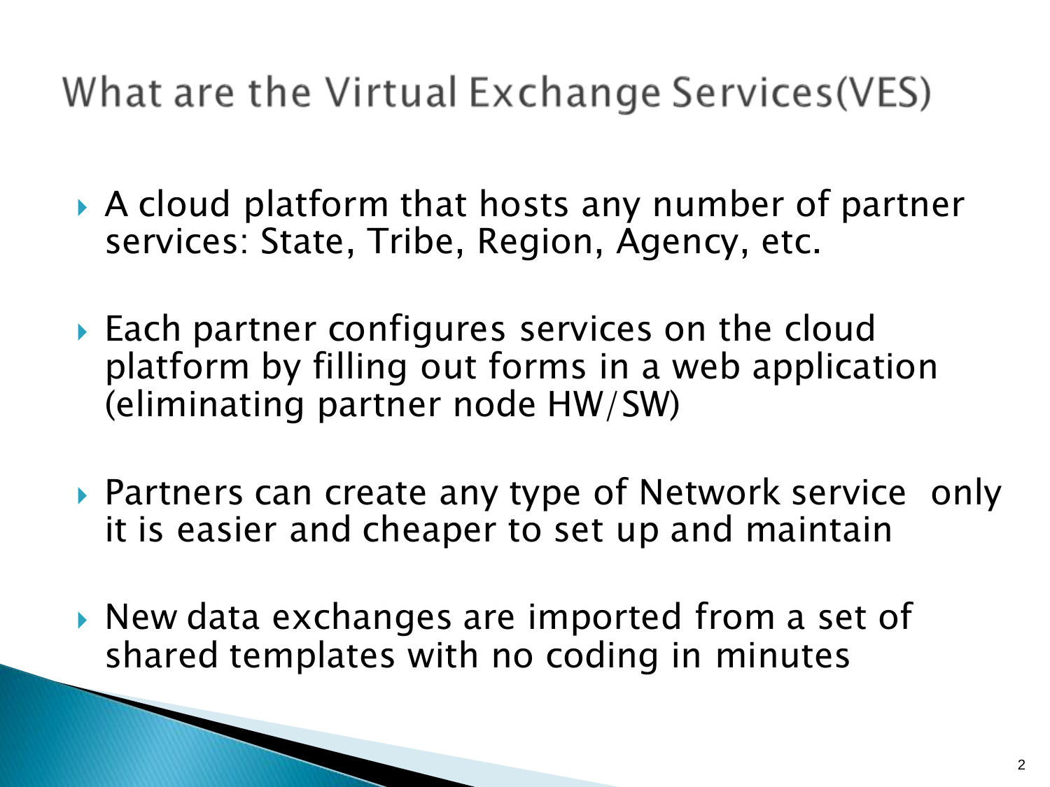# What are the Virtual Exchange Services(VES)

- A cloud platform that hosts any number of partner services: State, Tribe, Region, Agency, etc.
- Each partner configures services on the cloud platform by filling out forms in a web application (eliminating partner node HW/SW)
- Partners can create any type of Network service only it is easier and cheaper to set up and maintain
- New data exchanges are imported from a set of shared templates with no coding in minutes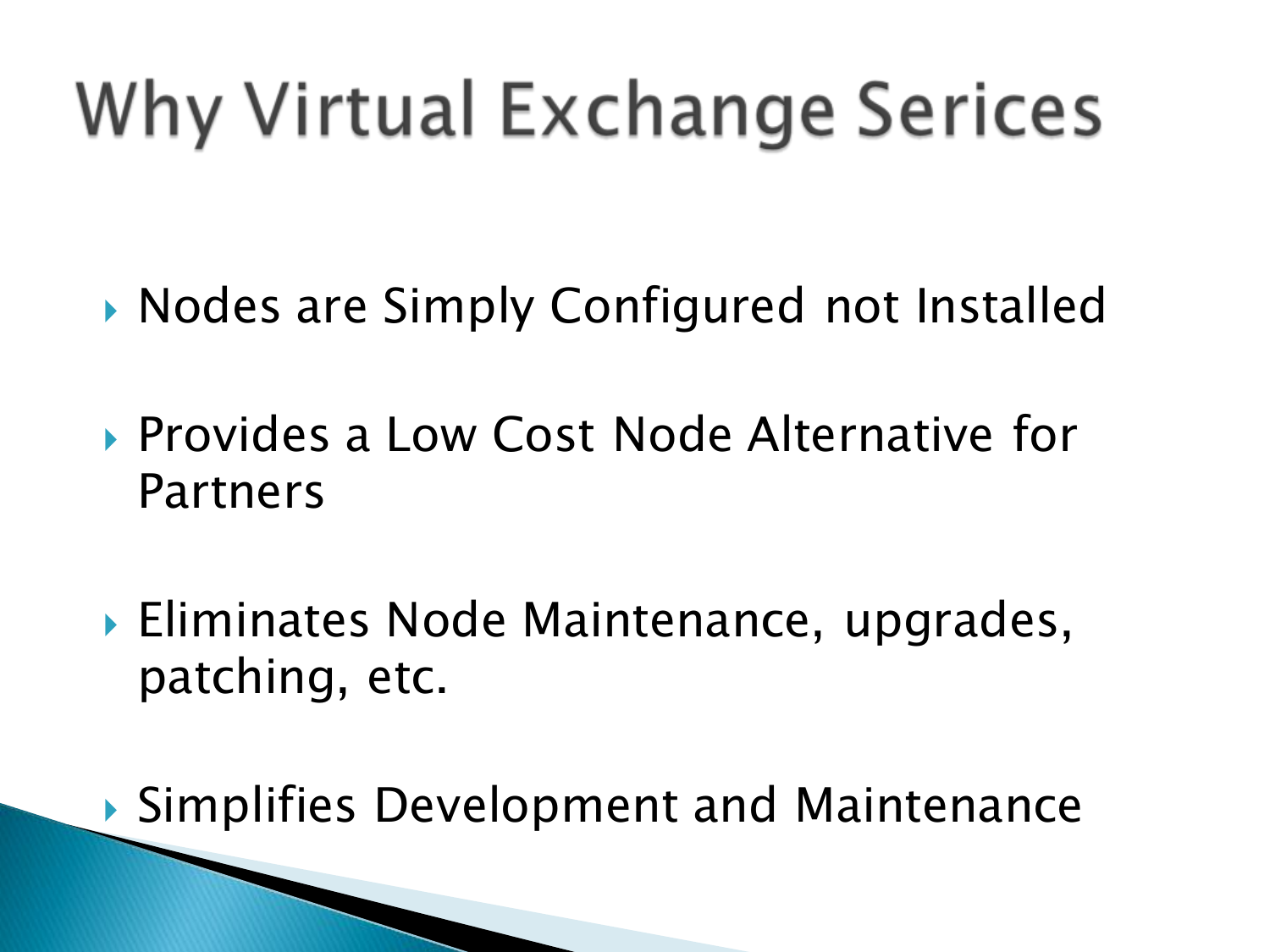# Why Virtual Exchange Serices

- Nodes are Simply Configured not Installed
- Provides a Low Cost Node Alternative for Partners
- Eliminates Node Maintenance, upgrades, patching, etc.
- Simplifies Development and Maintenance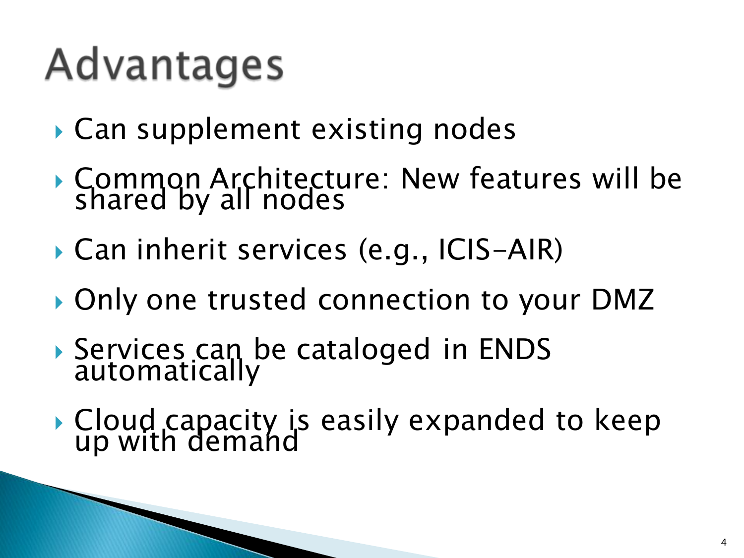# Advantages

- Can supplement existing nodes
- Common Architecture: New features will be shared by all nodes
- Can inherit services (e.g., ICIS-AIR)
- Only one trusted connection to your DMZ
- Services can be cataloged in ENDS automatically
- Cloud capacity is easily expanded to keep up with demand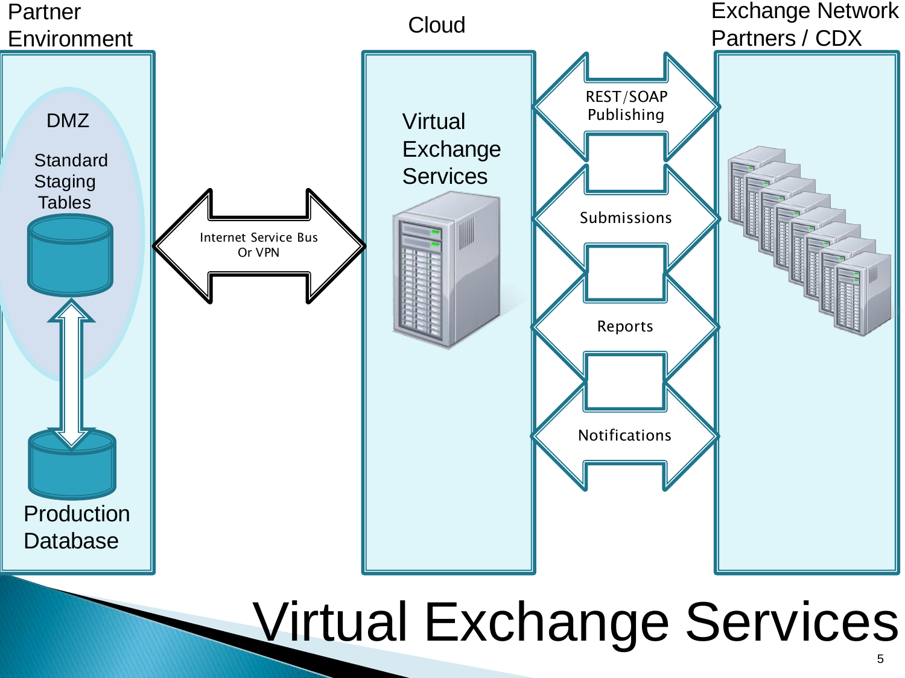# Virtual Exchange Services

Partner Environment

DMZ

Standard Staging Tables

Production Database

Internet Service Bus Or VPN

Cloud

Virtual Exchange Services

REST/SOAP Publishing

Submissions

Reports

Notifications

Exchange Network Partners / CDX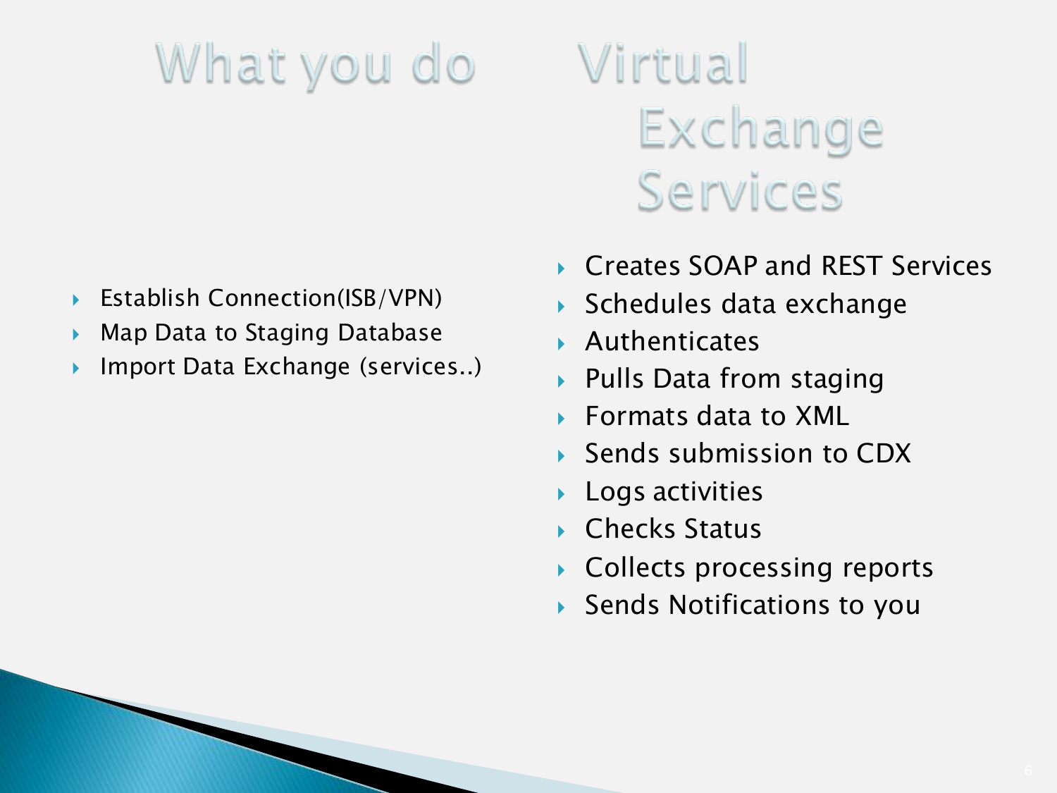## What you do

- Establish Connection(ISB/VPN)
- Map Data to Staging Database
- Import Data Exchange (services..)

## Virtual Exchange Services

- Creates SOAP and REST Services
- Schedules data exchange
- Authenticates
- Pulls Data from staging
- Formats data to XML
- Sends submission to CDX
- Logs activities
- Checks Status
- Collects processing reports
- Sends Notifications to you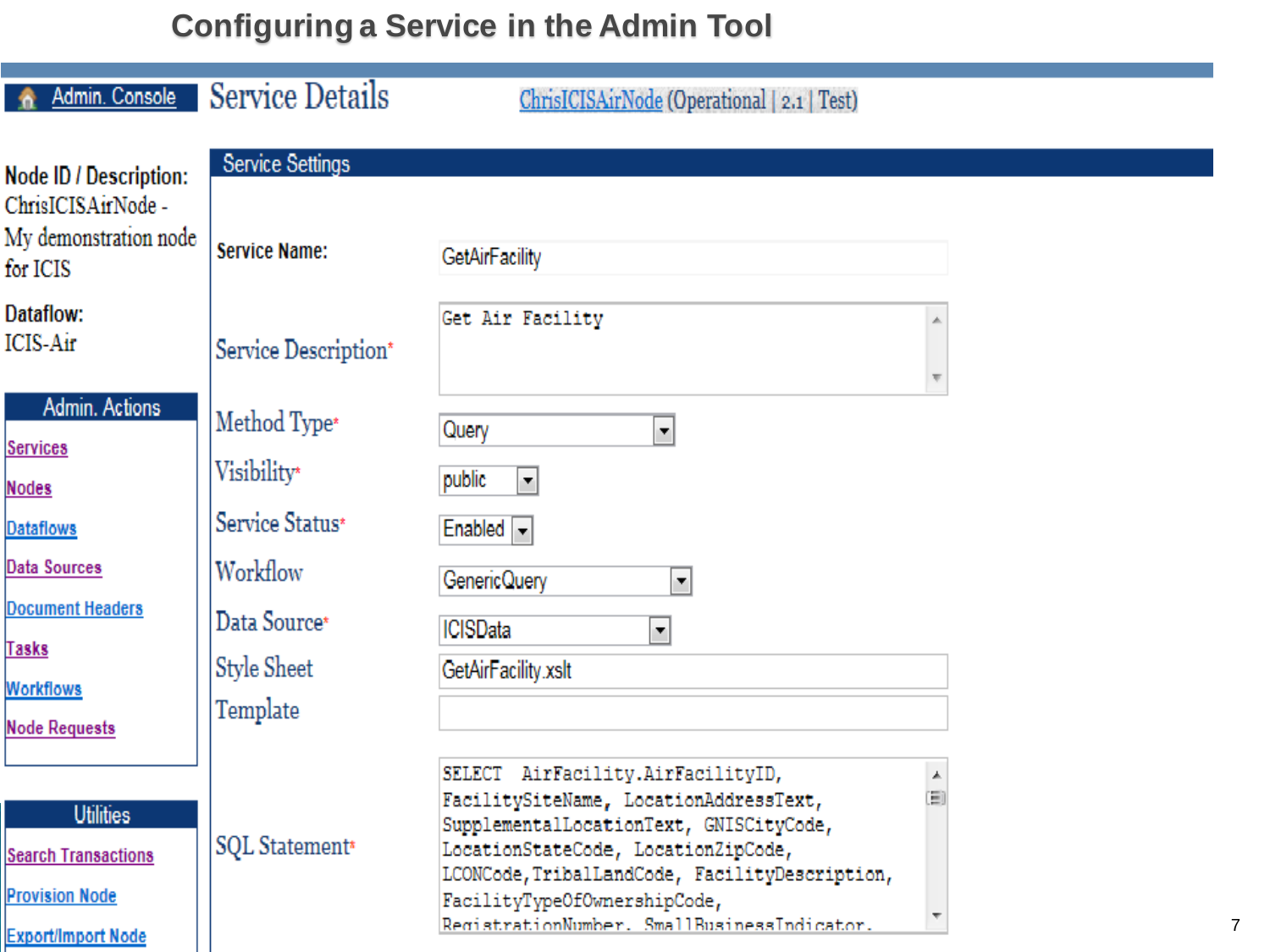# Configuring a Service in the Admin Tool

Admin. Console | **Service Details** | ChrisICISAirNode (Operational | 2.1 | Test)

**Node ID / Description:**
ChrisICISAirNode - My demonstration node for ICIS

**Dataflow:**
ICIS-Air

**Admin. Actions**

- Services
- Nodes
- Dataflows
- Data Sources
- Document Headers
- Tasks
- Workflows
- Node Requests

**Utilities**

- Search Transactions
- Provision Node
- Export/Import Node

## Service Settings

| Field | Value |
|---|---|
| Service Name: | GetAirFacility |
| Service Description* | Get Air Facility |
| Method Type* | Query |
| Visibility* | public |
| Service Status* | Enabled |
| Workflow | GenericQuery |
| Data Source* | ICISData |
| Style Sheet | GetAirFacility.xslt |
| Template | |

SQL Statement*

```
SELECT  AirFacility.AirFacilityID,
FacilitySiteName, LocationAddressText,
SupplementalLocationText, GNISCityCode,
LocationStateCode, LocationZipCode,
LCONCode,TribalLandCode, FacilityDescription,
FacilityTypeOfOwnershipCode,
RegistrationNumber, SmallBusinessIndicator,
```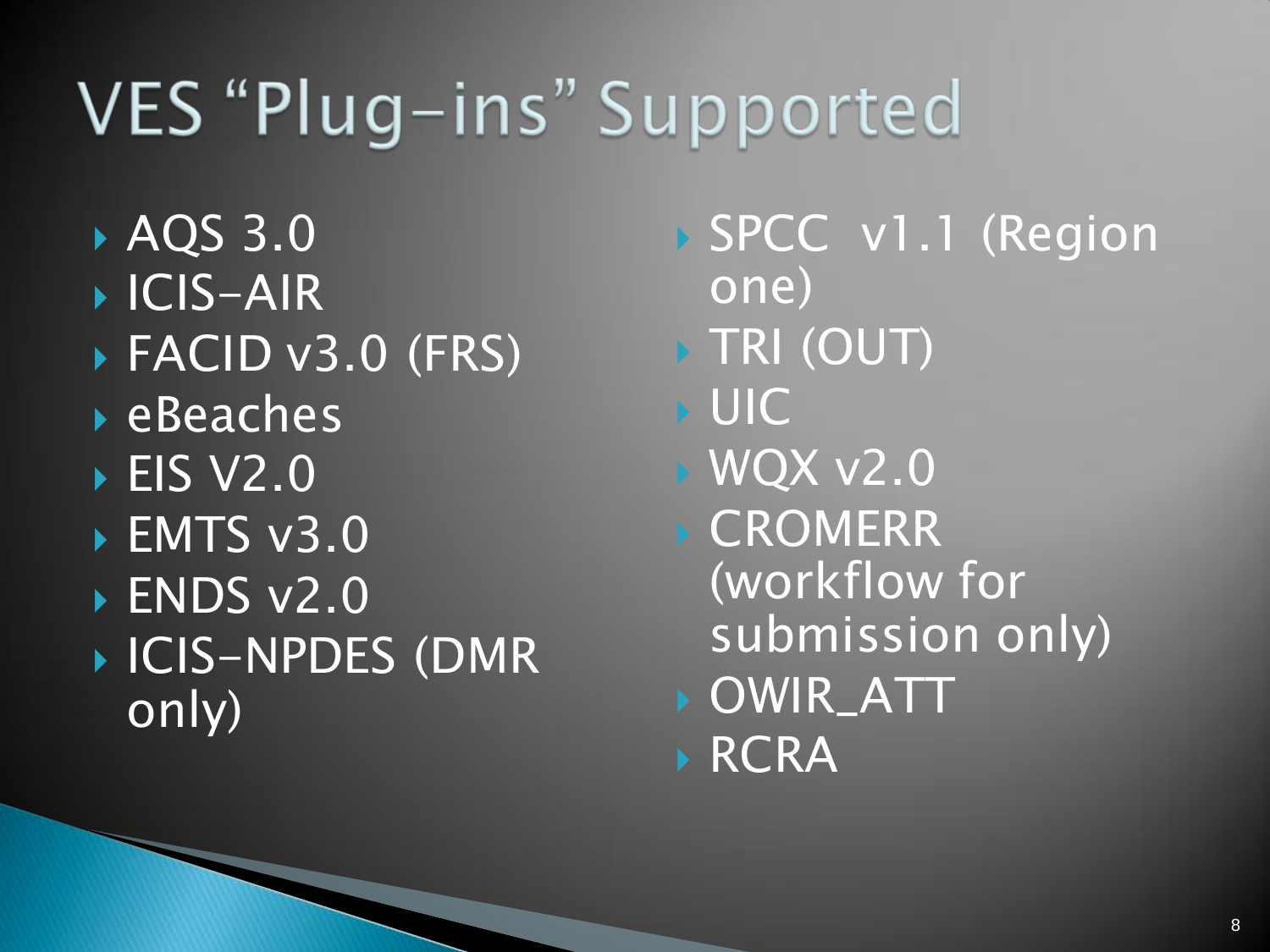# VES "Plug-ins" Supported

- AQS 3.0
- ICIS-AIR
- FACID v3.0 (FRS)
- eBeaches
- EIS V2.0
- EMTS v3.0
- ENDS v2.0
- ICIS-NPDES (DMR only)
- SPCC v1.1 (Region one)
- TRI (OUT)
- UIC
- WQX v2.0
- CROMERR (workflow for submission only)
- OWIR_ATT
- RCRA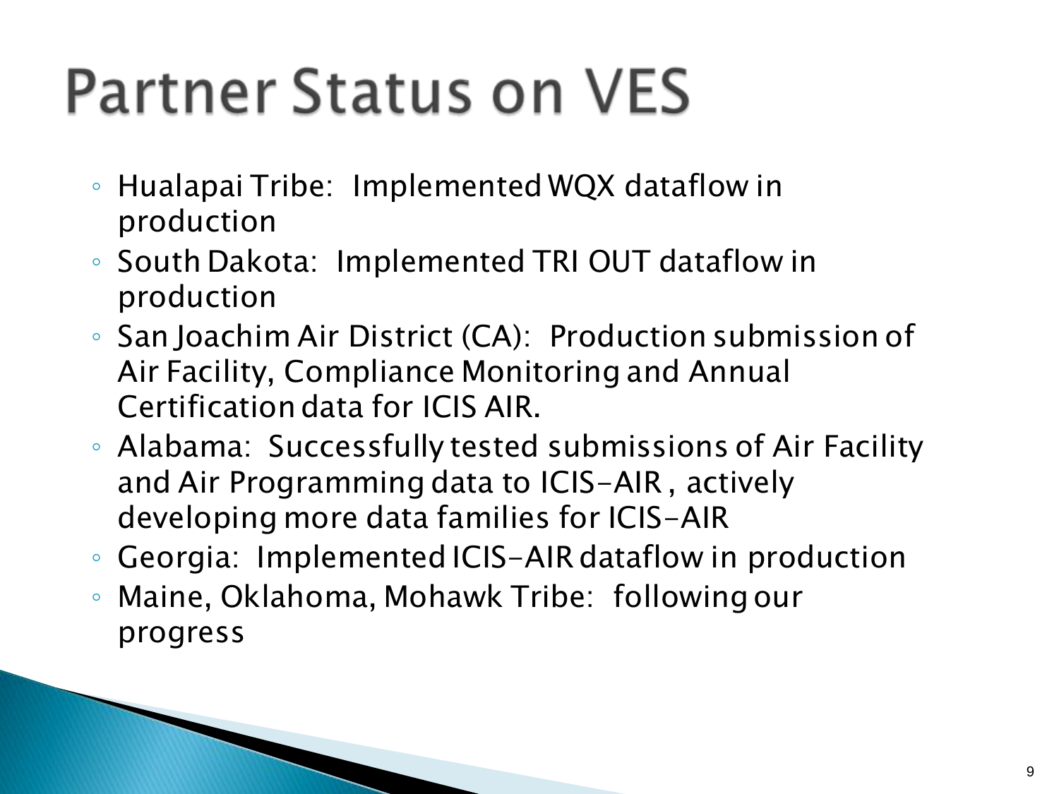# Partner Status on VES

- Hualapai Tribe: Implemented WQX dataflow in production
- South Dakota: Implemented TRI OUT dataflow in production
- San Joachim Air District (CA): Production submission of Air Facility, Compliance Monitoring and Annual Certification data for ICIS AIR.
- Alabama: Successfully tested submissions of Air Facility and Air Programming data to ICIS-AIR , actively developing more data families for ICIS-AIR
- Georgia: Implemented ICIS-AIR dataflow in production
- Maine, Oklahoma, Mohawk Tribe: following our progress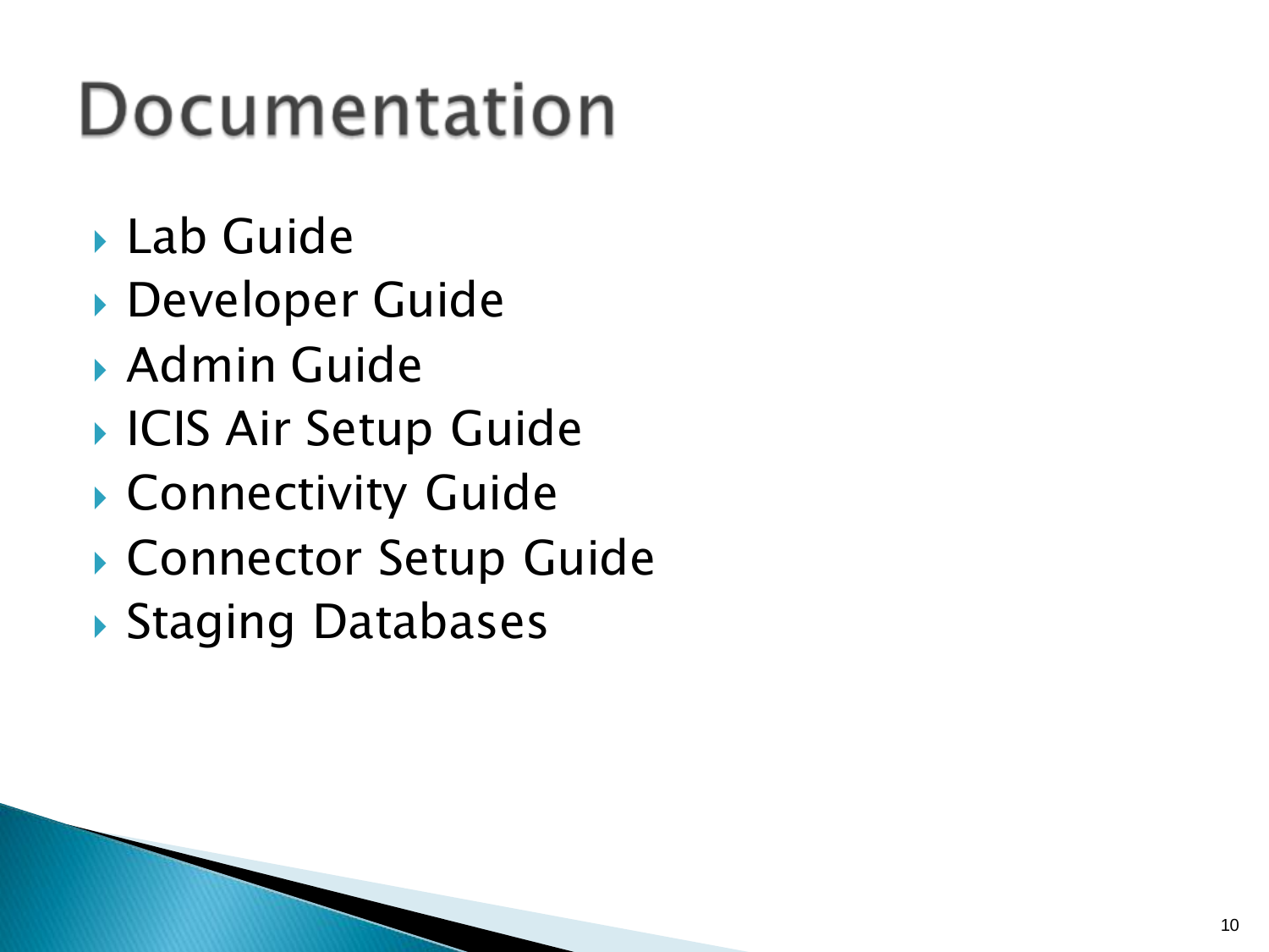# Documentation

- Lab Guide
- Developer Guide
- Admin Guide
- ICIS Air Setup Guide
- Connectivity Guide
- Connector Setup Guide
- Staging Databases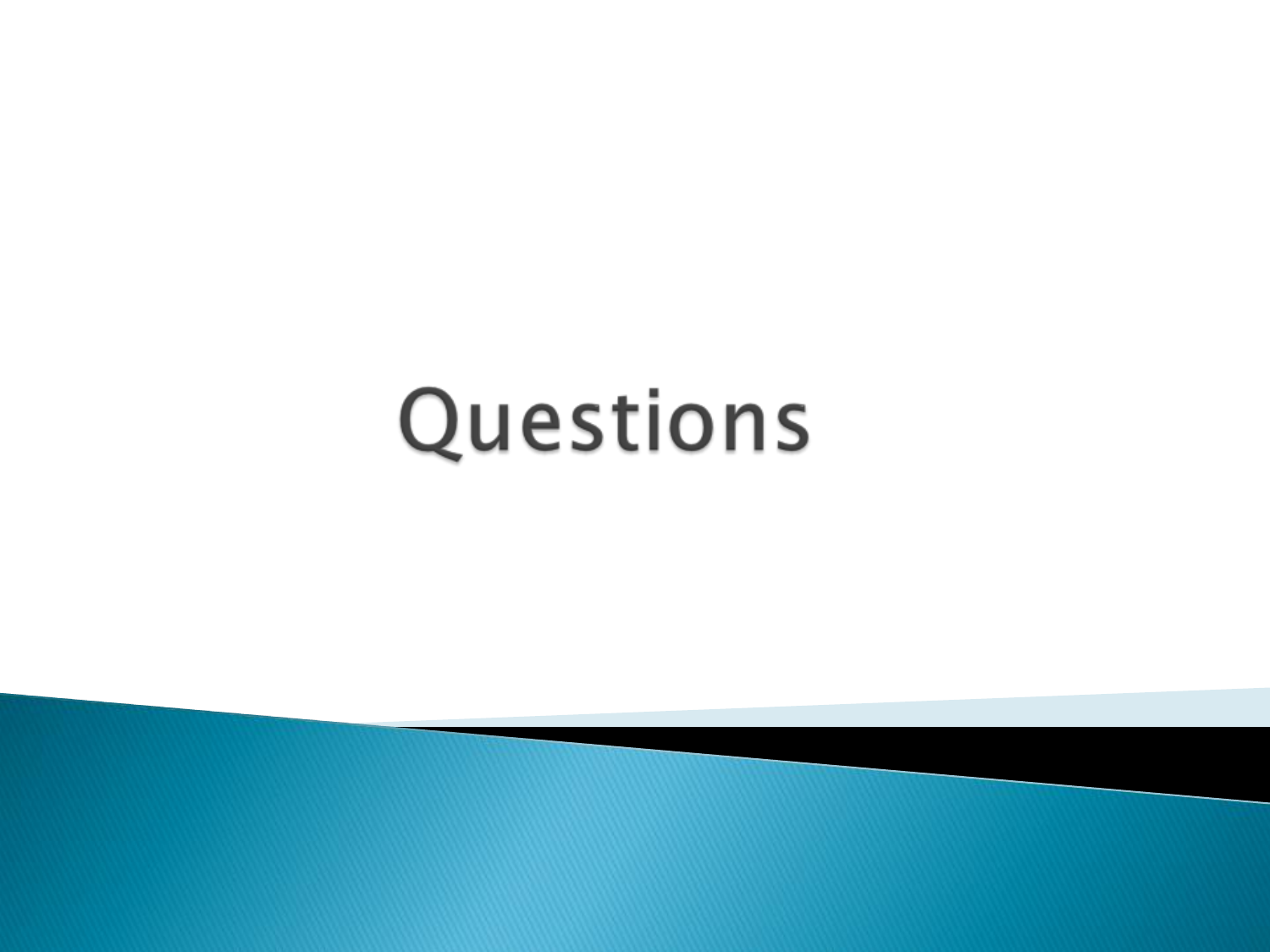# Questions